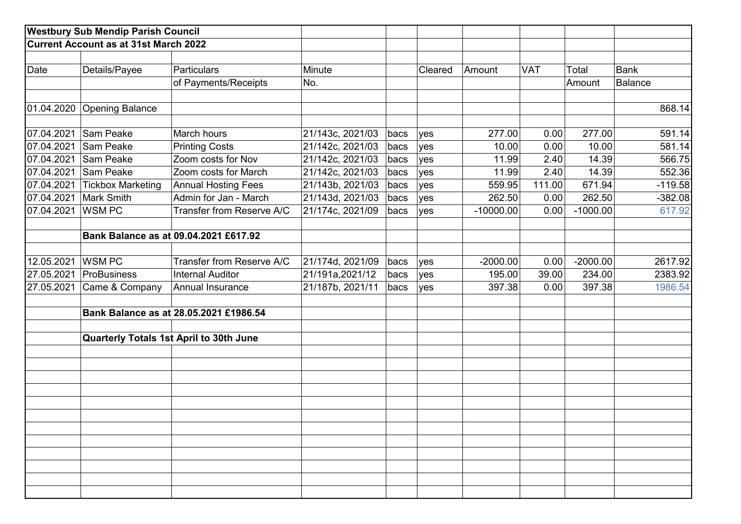**Westbury Sub Mendip Parish Council**

**Current Account as at 31st March 2022**

| Date | Details/Payee | Particulars of Payments/Receipts | Minute No. | | Cleared | Amount | VAT | Total Amount | Bank Balance |
|---|---|---|---|---|---|---|---|---|---|
| 01.04.2020 | Opening Balance | | | | | | | | 868.14 |
| 07.04.2021 | Sam Peake | March hours | 21/143c, 2021/03 | bacs | yes | 277.00 | 0.00 | 277.00 | 591.14 |
| 07.04.2021 | Sam Peake | Printing Costs | 21/142c, 2021/03 | bacs | yes | 10.00 | 0.00 | 10.00 | 581.14 |
| 07.04.2021 | Sam Peake | Zoom costs for Nov | 21/142c, 2021/03 | bacs | yes | 11.99 | 2.40 | 14.39 | 566.75 |
| 07.04.2021 | Sam Peake | Zoom costs for March | 21/142c, 2021/03 | bacs | yes | 11.99 | 2.40 | 14.39 | 552.36 |
| 07.04.2021 | Tickbox Marketing | Annual Hosting Fees | 21/143b, 2021/03 | bacs | yes | 559.95 | 111.00 | 671.94 | -119.58 |
| 07.04.2021 | Mark Smith | Admin for Jan - March | 21/143d, 2021/03 | bacs | yes | 262.50 | 0.00 | 262.50 | -382.08 |
| 07.04.2021 | WSM PC | Transfer from Reserve A/C | 21/174c, 2021/09 | bacs | yes | -10000.00 | 0.00 | -1000.00 | 617.92 |
| | **Bank Balance as at 09.04.2021 £617.92** | | | | | | | | |
| 12.05.2021 | WSM PC | Transfer from Reserve A/C | 21/174d, 2021/09 | bacs | yes | -2000.00 | 0.00 | -2000.00 | 2617.92 |
| 27.05.2021 | ProBusiness | Internal Auditor | 21/191a,2021/12 | bacs | yes | 195.00 | 39.00 | 234.00 | 2383.92 |
| 27.05.2021 | Came & Company | Annual Insurance | 21/187b, 2021/11 | bacs | yes | 397.38 | 0.00 | 397.38 | 1986.54 |
| | **Bank Balance as at 28.05.2021 £1986.54** | | | | | | | | |
| | **Quarterly Totals 1st April to 30th June** | | | | | | | | |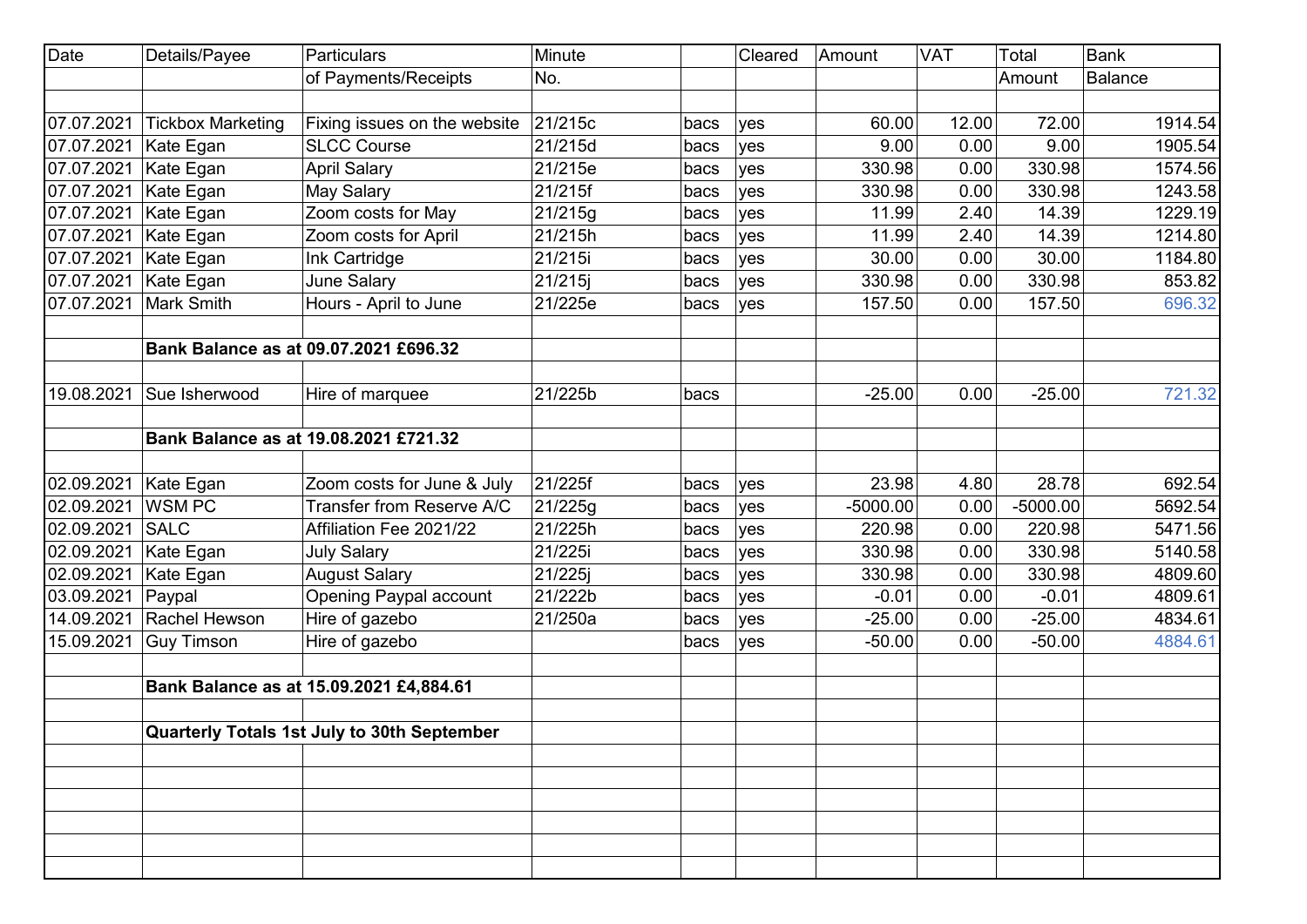| Date | Details/Payee | Particulars of Payments/Receipts | Minute No. | | Cleared | Amount | VAT | Total Amount | Bank Balance |
|---|---|---|---|---|---|---|---|---|---|
| | | | | | | | | | |
| 07.07.2021 | Tickbox Marketing | Fixing issues on the website | 21/215c | bacs | yes | 60.00 | 12.00 | 72.00 | 1914.54 |
| 07.07.2021 | Kate Egan | SLCC Course | 21/215d | bacs | yes | 9.00 | 0.00 | 9.00 | 1905.54 |
| 07.07.2021 | Kate Egan | April Salary | 21/215e | bacs | yes | 330.98 | 0.00 | 330.98 | 1574.56 |
| 07.07.2021 | Kate Egan | May Salary | 21/215f | bacs | yes | 330.98 | 0.00 | 330.98 | 1243.58 |
| 07.07.2021 | Kate Egan | Zoom costs for May | 21/215g | bacs | yes | 11.99 | 2.40 | 14.39 | 1229.19 |
| 07.07.2021 | Kate Egan | Zoom costs for April | 21/215h | bacs | yes | 11.99 | 2.40 | 14.39 | 1214.80 |
| 07.07.2021 | Kate Egan | Ink Cartridge | 21/215i | bacs | yes | 30.00 | 0.00 | 30.00 | 1184.80 |
| 07.07.2021 | Kate Egan | June Salary | 21/215j | bacs | yes | 330.98 | 0.00 | 330.98 | 853.82 |
| 07.07.2021 | Mark Smith | Hours - April to June | 21/225e | bacs | yes | 157.50 | 0.00 | 157.50 | 696.32 |
| | | | | | | | | | |
| | **Bank Balance as at 09.07.2021 £696.32** | | | | | | | | |
| | | | | | | | | | |
| 19.08.2021 | Sue Isherwood | Hire of marquee | 21/225b | bacs | | -25.00 | 0.00 | -25.00 | 721.32 |
| | | | | | | | | | |
| | **Bank Balance as at 19.08.2021 £721.32** | | | | | | | | |
| | | | | | | | | | |
| 02.09.2021 | Kate Egan | Zoom costs for June & July | 21/225f | bacs | yes | 23.98 | 4.80 | 28.78 | 692.54 |
| 02.09.2021 | WSM PC | Transfer from Reserve A/C | 21/225g | bacs | yes | -5000.00 | 0.00 | -5000.00 | 5692.54 |
| 02.09.2021 | SALC | Affiliation Fee 2021/22 | 21/225h | bacs | yes | 220.98 | 0.00 | 220.98 | 5471.56 |
| 02.09.2021 | Kate Egan | July Salary | 21/225i | bacs | yes | 330.98 | 0.00 | 330.98 | 5140.58 |
| 02.09.2021 | Kate Egan | August Salary | 21/225j | bacs | yes | 330.98 | 0.00 | 330.98 | 4809.60 |
| 03.09.2021 | Paypal | Opening Paypal account | 21/222b | bacs | yes | -0.01 | 0.00 | -0.01 | 4809.61 |
| 14.09.2021 | Rachel Hewson | Hire of gazebo | 21/250a | bacs | yes | -25.00 | 0.00 | -25.00 | 4834.61 |
| 15.09.2021 | Guy Timson | Hire of gazebo | | bacs | yes | -50.00 | 0.00 | -50.00 | 4884.61 |
| | | | | | | | | | |
| | **Bank Balance as at 15.09.2021 £4,884.61** | | | | | | | | |
| | | | | | | | | | |
| | **Quarterly Totals 1st July to 30th September** | | | | | | | | |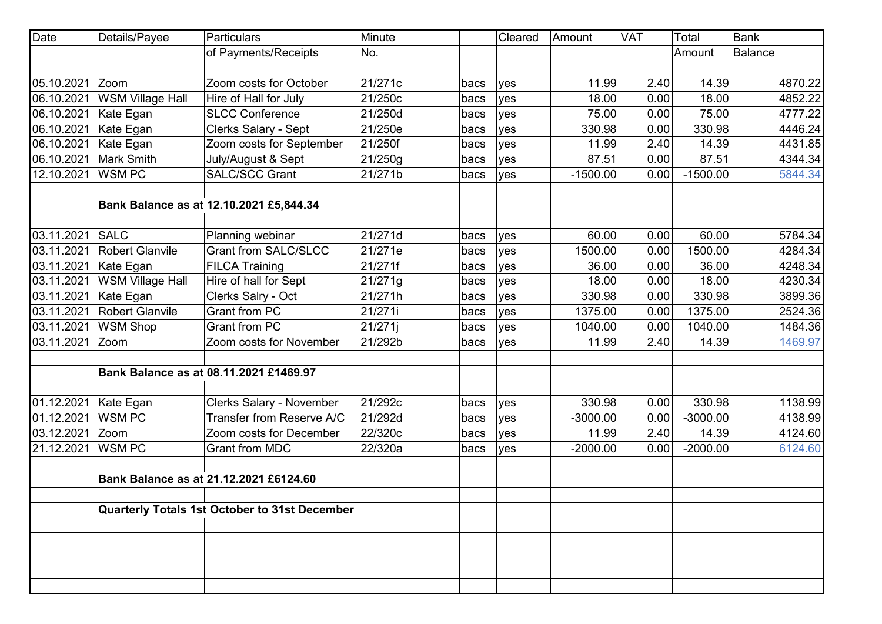| Date | Details/Payee | Particulars | Minute | | Cleared | Amount | VAT | Total | Bank |
|---|---|---|---|---|---|---|---|---|---|
| | | of Payments/Receipts | No. | | | | | Amount | Balance |
| | | | | | | | | | |
| 05.10.2021 | Zoom | Zoom costs for October | 21/271c | bacs | yes | 11.99 | 2.40 | 14.39 | 4870.22 |
| 06.10.2021 | WSM Village Hall | Hire of Hall for July | 21/250c | bacs | yes | 18.00 | 0.00 | 18.00 | 4852.22 |
| 06.10.2021 | Kate Egan | SLCC Conference | 21/250d | bacs | yes | 75.00 | 0.00 | 75.00 | 4777.22 |
| 06.10.2021 | Kate Egan | Clerks Salary - Sept | 21/250e | bacs | yes | 330.98 | 0.00 | 330.98 | 4446.24 |
| 06.10.2021 | Kate Egan | Zoom costs for September | 21/250f | bacs | yes | 11.99 | 2.40 | 14.39 | 4431.85 |
| 06.10.2021 | Mark Smith | July/August & Sept | 21/250g | bacs | yes | 87.51 | 0.00 | 87.51 | 4344.34 |
| 12.10.2021 | WSM PC | SALC/SCC Grant | 21/271b | bacs | yes | -1500.00 | 0.00 | -1500.00 | 5844.34 |
| | | | | | | | | | |
| | **Bank Balance as at 12.10.2021 £5,844.34** | | | | | | | | |
| | | | | | | | | | |
| 03.11.2021 | SALC | Planning webinar | 21/271d | bacs | yes | 60.00 | 0.00 | 60.00 | 5784.34 |
| 03.11.2021 | Robert Glanvile | Grant from SALC/SLCC | 21/271e | bacs | yes | 1500.00 | 0.00 | 1500.00 | 4284.34 |
| 03.11.2021 | Kate Egan | FILCA Training | 21/271f | bacs | yes | 36.00 | 0.00 | 36.00 | 4248.34 |
| 03.11.2021 | WSM Village Hall | Hire of hall for Sept | 21/271g | bacs | yes | 18.00 | 0.00 | 18.00 | 4230.34 |
| 03.11.2021 | Kate Egan | Clerks Salry - Oct | 21/271h | bacs | yes | 330.98 | 0.00 | 330.98 | 3899.36 |
| 03.11.2021 | Robert Glanvile | Grant from PC | 21/271i | bacs | yes | 1375.00 | 0.00 | 1375.00 | 2524.36 |
| 03.11.2021 | WSM Shop | Grant from PC | 21/271j | bacs | yes | 1040.00 | 0.00 | 1040.00 | 1484.36 |
| 03.11.2021 | Zoom | Zoom costs for November | 21/292b | bacs | yes | 11.99 | 2.40 | 14.39 | 1469.97 |
| | | | | | | | | | |
| | **Bank Balance as at 08.11.2021 £1469.97** | | | | | | | | |
| | | | | | | | | | |
| 01.12.2021 | Kate Egan | Clerks Salary - November | 21/292c | bacs | yes | 330.98 | 0.00 | 330.98 | 1138.99 |
| 01.12.2021 | WSM PC | Transfer from Reserve A/C | 21/292d | bacs | yes | -3000.00 | 0.00 | -3000.00 | 4138.99 |
| 03.12.2021 | Zoom | Zoom costs for December | 22/320c | bacs | yes | 11.99 | 2.40 | 14.39 | 4124.60 |
| 21.12.2021 | WSM PC | Grant from MDC | 22/320a | bacs | yes | -2000.00 | 0.00 | -2000.00 | 6124.60 |
| | | | | | | | | | |
| | **Bank Balance as at 21.12.2021 £6124.60** | | | | | | | | |
| | | | | | | | | | |
| | **Quarterly Totals 1st October to 31st December** | | | | | | | | |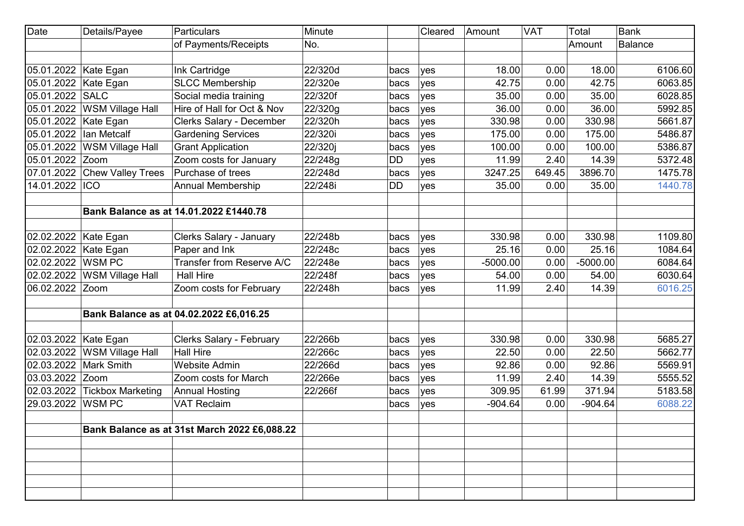| Date | Details/Payee | Particulars of Payments/Receipts | Minute No. | | Cleared | Amount | VAT | Total Amount | Bank Balance |
|---|---|---|---|---|---|---|---|---|---|
| 05.01.2022 | Kate Egan | Ink Cartridge | 22/320d | bacs | yes | 18.00 | 0.00 | 18.00 | 6106.60 |
| 05.01.2022 | Kate Egan | SLCC Membership | 22/320e | bacs | yes | 42.75 | 0.00 | 42.75 | 6063.85 |
| 05.01.2022 | SALC | Social media training | 22/320f | bacs | yes | 35.00 | 0.00 | 35.00 | 6028.85 |
| 05.01.2022 | WSM Village Hall | Hire of Hall for Oct & Nov | 22/320g | bacs | yes | 36.00 | 0.00 | 36.00 | 5992.85 |
| 05.01.2022 | Kate Egan | Clerks Salary - December | 22/320h | bacs | yes | 330.98 | 0.00 | 330.98 | 5661.87 |
| 05.01.2022 | Ian Metcalf | Gardening Services | 22/320i | bacs | yes | 175.00 | 0.00 | 175.00 | 5486.87 |
| 05.01.2022 | WSM Village Hall | Grant Application | 22/320j | bacs | yes | 100.00 | 0.00 | 100.00 | 5386.87 |
| 05.01.2022 | Zoom | Zoom costs for January | 22/248g | DD | yes | 11.99 | 2.40 | 14.39 | 5372.48 |
| 07.01.2022 | Chew Valley Trees | Purchase of trees | 22/248d | bacs | yes | 3247.25 | 649.45 | 3896.70 | 1475.78 |
| 14.01.2022 | ICO | Annual Membership | 22/248i | DD | yes | 35.00 | 0.00 | 35.00 | 1440.78 |
| | | | | | | | | | |
| | **Bank Balance as at 14.01.2022 £1440.78** | | | | | | | | |
| | | | | | | | | | |
| 02.02.2022 | Kate Egan | Clerks Salary - January | 22/248b | bacs | yes | 330.98 | 0.00 | 330.98 | 1109.80 |
| 02.02.2022 | Kate Egan | Paper and Ink | 22/248c | bacs | yes | 25.16 | 0.00 | 25.16 | 1084.64 |
| 02.02.2022 | WSM PC | Transfer from Reserve A/C | 22/248e | bacs | yes | -5000.00 | 0.00 | -5000.00 | 6084.64 |
| 02.02.2022 | WSM Village Hall | Hall Hire | 22/248f | bacs | yes | 54.00 | 0.00 | 54.00 | 6030.64 |
| 06.02.2022 | Zoom | Zoom costs for February | 22/248h | bacs | yes | 11.99 | 2.40 | 14.39 | 6016.25 |
| | | | | | | | | | |
| | **Bank Balance as at 04.02.2022 £6,016.25** | | | | | | | | |
| | | | | | | | | | |
| 02.03.2022 | Kate Egan | Clerks Salary - February | 22/266b | bacs | yes | 330.98 | 0.00 | 330.98 | 5685.27 |
| 02.03.2022 | WSM Village Hall | Hall Hire | 22/266c | bacs | yes | 22.50 | 0.00 | 22.50 | 5662.77 |
| 02.03.2022 | Mark Smith | Website Admin | 22/266d | bacs | yes | 92.86 | 0.00 | 92.86 | 5569.91 |
| 03.03.2022 | Zoom | Zoom costs for March | 22/266e | bacs | yes | 11.99 | 2.40 | 14.39 | 5555.52 |
| 02.03.2022 | Tickbox Marketing | Annual Hosting | 22/266f | bacs | yes | 309.95 | 61.99 | 371.94 | 5183.58 |
| 29.03.2022 | WSM PC | VAT Reclaim | | bacs | yes | -904.64 | 0.00 | -904.64 | 6088.22 |
| | | | | | | | | | |
| | **Bank Balance as at 31st March 2022 £6,088.22** | | | | | | | | |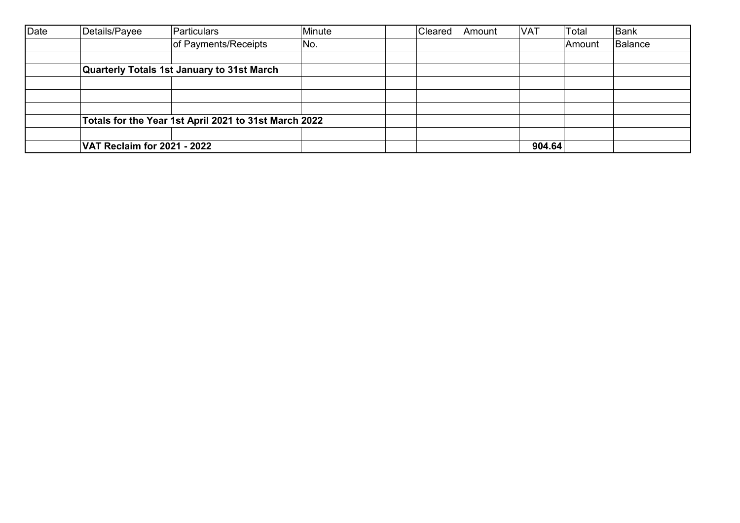| Date | Details/Payee | Particulars | Minute | | Cleared | Amount | VAT | Total | Bank |
|---|---|---|---|---|---|---|---|---|---|
| | | of Payments/Receipts | No. | | | | | Amount | Balance |
| | | | | | | | | | |
| | **Quarterly Totals 1st January to 31st March** | | | | | | | | |
| | | | | | | | | | |
| | | | | | | | | | |
| | | | | | | | | | |
| | **Totals for the Year 1st April 2021 to 31st March 2022** | | | | | | | | |
| | | | | | | | | | |
| | **VAT Reclaim for 2021 - 2022** | | | | | | **904.64** | | |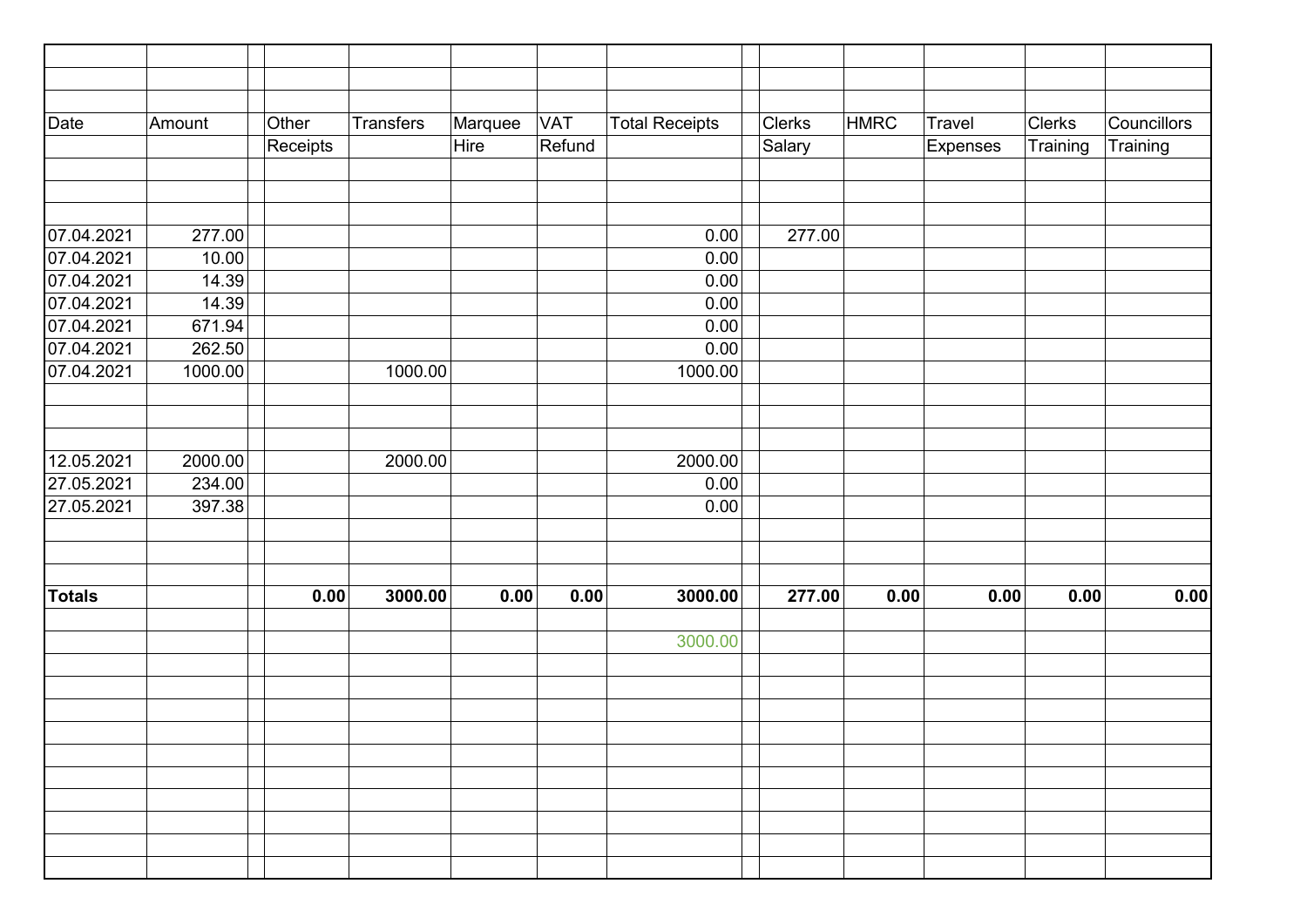| Date | Amount | | Other Receipts | Transfers | Marquee Hire | VAT Refund | Total Receipts | | Clerks Salary | HMRC | Travel Expenses | Clerks Training | Councillors Training |
|---|---|---|---|---|---|---|---|---|---|---|---|---|---|
| 07.04.2021 | 277.00 | | | | | | 0.00 | | 277.00 | | | | |
| 07.04.2021 | 10.00 | | | | | | 0.00 | | | | | | |
| 07.04.2021 | 14.39 | | | | | | 0.00 | | | | | | |
| 07.04.2021 | 14.39 | | | | | | 0.00 | | | | | | |
| 07.04.2021 | 671.94 | | | | | | 0.00 | | | | | | |
| 07.04.2021 | 262.50 | | | | | | 0.00 | | | | | | |
| 07.04.2021 | 1000.00 | | | 1000.00 | | | 1000.00 | | | | | | |
| 12.05.2021 | 2000.00 | | | 2000.00 | | | 2000.00 | | | | | | |
| 27.05.2021 | 234.00 | | | | | | 0.00 | | | | | | |
| 27.05.2021 | 397.38 | | | | | | 0.00 | | | | | | |
| **Totals** | | | **0.00** | **3000.00** | **0.00** | **0.00** | **3000.00** | | **277.00** | **0.00** | **0.00** | **0.00** | **0.00** |
| | | | | | | | 3000.00 | | | | | | |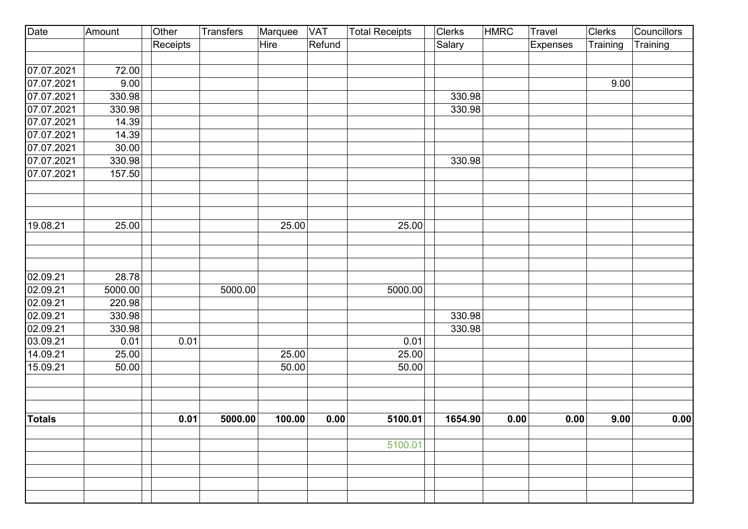| Date | Amount | | Other Receipts | Transfers | Marquee Hire | VAT Refund | Total Receipts | | Clerks Salary | HMRC | Travel Expenses | Clerks Training | Councillors Training |
|---|---|---|---|---|---|---|---|---|---|---|---|---|---|
| | | | | | | | | | | | | | |
| 07.07.2021 | 72.00 | | | | | | | | | | | | |
| 07.07.2021 | 9.00 | | | | | | | | | | | 9.00 | |
| 07.07.2021 | 330.98 | | | | | | | | 330.98 | | | | |
| 07.07.2021 | 330.98 | | | | | | | | 330.98 | | | | |
| 07.07.2021 | 14.39 | | | | | | | | | | | | |
| 07.07.2021 | 14.39 | | | | | | | | | | | | |
| 07.07.2021 | 30.00 | | | | | | | | | | | | |
| 07.07.2021 | 330.98 | | | | | | | | 330.98 | | | | |
| 07.07.2021 | 157.50 | | | | | | | | | | | | |
| | | | | | | | | | | | | | |
| | | | | | | | | | | | | | |
| | | | | | | | | | | | | | |
| 19.08.21 | 25.00 | | | | 25.00 | | 25.00 | | | | | | |
| | | | | | | | | | | | | | |
| | | | | | | | | | | | | | |
| | | | | | | | | | | | | | |
| 02.09.21 | 28.78 | | | | | | | | | | | | |
| 02.09.21 | 5000.00 | | | 5000.00 | | | 5000.00 | | | | | | |
| 02.09.21 | 220.98 | | | | | | | | | | | | |
| 02.09.21 | 330.98 | | | | | | | | 330.98 | | | | |
| 02.09.21 | 330.98 | | | | | | | | 330.98 | | | | |
| 03.09.21 | 0.01 | | 0.01 | | | | 0.01 | | | | | | |
| 14.09.21 | 25.00 | | | | 25.00 | | 25.00 | | | | | | |
| 15.09.21 | 50.00 | | | | 50.00 | | 50.00 | | | | | | |
| | | | | | | | | | | | | | |
| | | | | | | | | | | | | | |
| | | | | | | | | | | | | | |
| **Totals** | | | **0.01** | **5000.00** | **100.00** | **0.00** | **5100.01** | | **1654.90** | **0.00** | **0.00** | **9.00** | **0.00** |
| | | | | | | | | | | | | | |
| | | | | | | | 5100.01 | | | | | | |
| | | | | | | | | | | | | | |
| | | | | | | | | | | | | | |
| | | | | | | | | | | | | | |
| | | | | | | | | | | | | | |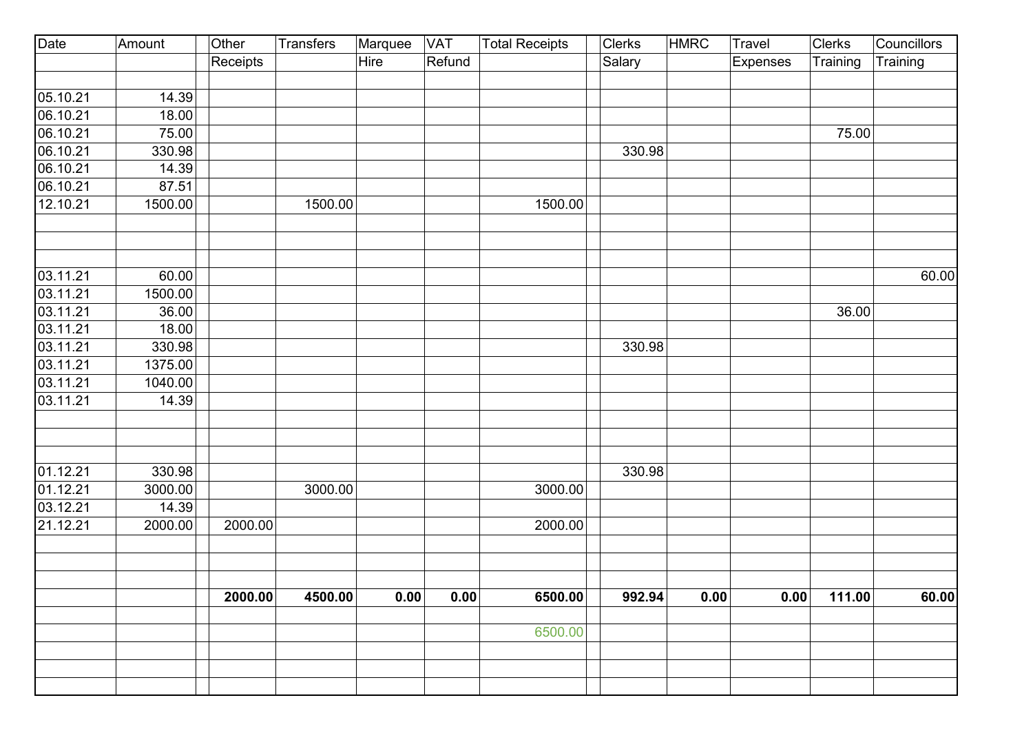| Date | Amount | | Other Receipts | Transfers | Marquee Hire | VAT Refund | Total Receipts | | Clerks Salary | HMRC | Travel Expenses | Clerks Training | Councillors Training |
|---|---|---|---|---|---|---|---|---|---|---|---|---|---|
| | | | | | | | | | | | | | |
| 05.10.21 | 14.39 | | | | | | | | | | | | |
| 06.10.21 | 18.00 | | | | | | | | | | | | |
| 06.10.21 | 75.00 | | | | | | | | | | | 75.00 | |
| 06.10.21 | 330.98 | | | | | | | | 330.98 | | | | |
| 06.10.21 | 14.39 | | | | | | | | | | | | |
| 06.10.21 | 87.51 | | | | | | | | | | | | |
| 12.10.21 | 1500.00 | | | 1500.00 | | | 1500.00 | | | | | | |
| | | | | | | | | | | | | | |
| | | | | | | | | | | | | | |
| | | | | | | | | | | | | | |
| 03.11.21 | 60.00 | | | | | | | | | | | | 60.00 |
| 03.11.21 | 1500.00 | | | | | | | | | | | | |
| 03.11.21 | 36.00 | | | | | | | | | | | 36.00 | |
| 03.11.21 | 18.00 | | | | | | | | | | | | |
| 03.11.21 | 330.98 | | | | | | | | 330.98 | | | | |
| 03.11.21 | 1375.00 | | | | | | | | | | | | |
| 03.11.21 | 1040.00 | | | | | | | | | | | | |
| 03.11.21 | 14.39 | | | | | | | | | | | | |
| | | | | | | | | | | | | | |
| | | | | | | | | | | | | | |
| | | | | | | | | | | | | | |
| 01.12.21 | 330.98 | | | | | | | | 330.98 | | | | |
| 01.12.21 | 3000.00 | | | 3000.00 | | | 3000.00 | | | | | | |
| 03.12.21 | 14.39 | | | | | | | | | | | | |
| 21.12.21 | 2000.00 | | 2000.00 | | | | 2000.00 | | | | | | |
| | | | | | | | | | | | | | |
| | | | | | | | | | | | | | |
| | | | | | | | | | | | | | |
| | | | **2000.00** | **4500.00** | **0.00** | **0.00** | **6500.00** | | **992.94** | **0.00** | **0.00** | **111.00** | **60.00** |
| | | | | | | | | | | | | | |
| | | | | | | | 6500.00 | | | | | | |
| | | | | | | | | | | | | | |
| | | | | | | | | | | | | | |
| | | | | | | | | | | | | | |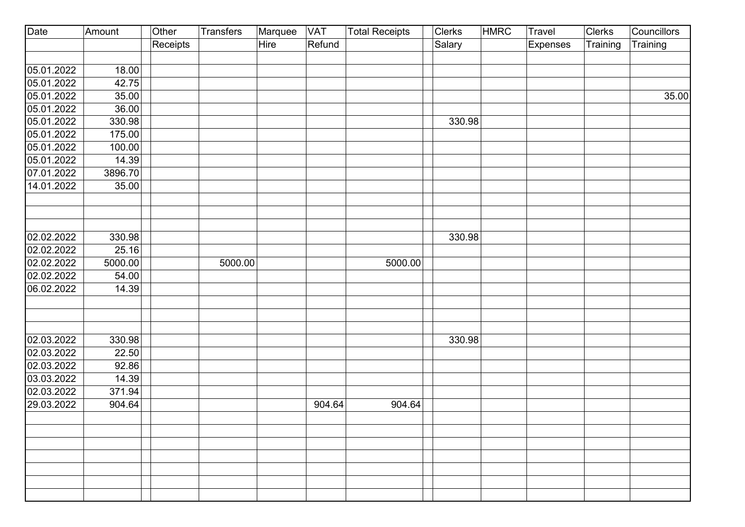| Date | Amount | | Other Receipts | Transfers | Marquee Hire | VAT Refund | Total Receipts | | Clerks Salary | HMRC | Travel Expenses | Clerks Training | Councillors Training |
|---|---|---|---|---|---|---|---|---|---|---|---|---|---|
| 05.01.2022 | 18.00 | | | | | | | | | | | | |
| 05.01.2022 | 42.75 | | | | | | | | | | | | |
| 05.01.2022 | 35.00 | | | | | | | | | | | | 35.00 |
| 05.01.2022 | 36.00 | | | | | | | | | | | | |
| 05.01.2022 | 330.98 | | | | | | | | 330.98 | | | | |
| 05.01.2022 | 175.00 | | | | | | | | | | | | |
| 05.01.2022 | 100.00 | | | | | | | | | | | | |
| 05.01.2022 | 14.39 | | | | | | | | | | | | |
| 07.01.2022 | 3896.70 | | | | | | | | | | | | |
| 14.01.2022 | 35.00 | | | | | | | | | | | | |
| 02.02.2022 | 330.98 | | | | | | | | 330.98 | | | | |
| 02.02.2022 | 25.16 | | | | | | | | | | | | |
| 02.02.2022 | 5000.00 | | | 5000.00 | | | 5000.00 | | | | | | |
| 02.02.2022 | 54.00 | | | | | | | | | | | | |
| 06.02.2022 | 14.39 | | | | | | | | | | | | |
| 02.03.2022 | 330.98 | | | | | | | | 330.98 | | | | |
| 02.03.2022 | 22.50 | | | | | | | | | | | | |
| 02.03.2022 | 92.86 | | | | | | | | | | | | |
| 03.03.2022 | 14.39 | | | | | | | | | | | | |
| 02.03.2022 | 371.94 | | | | | | | | | | | | |
| 29.03.2022 | 904.64 | | | | | 904.64 | 904.64 | | | | | | |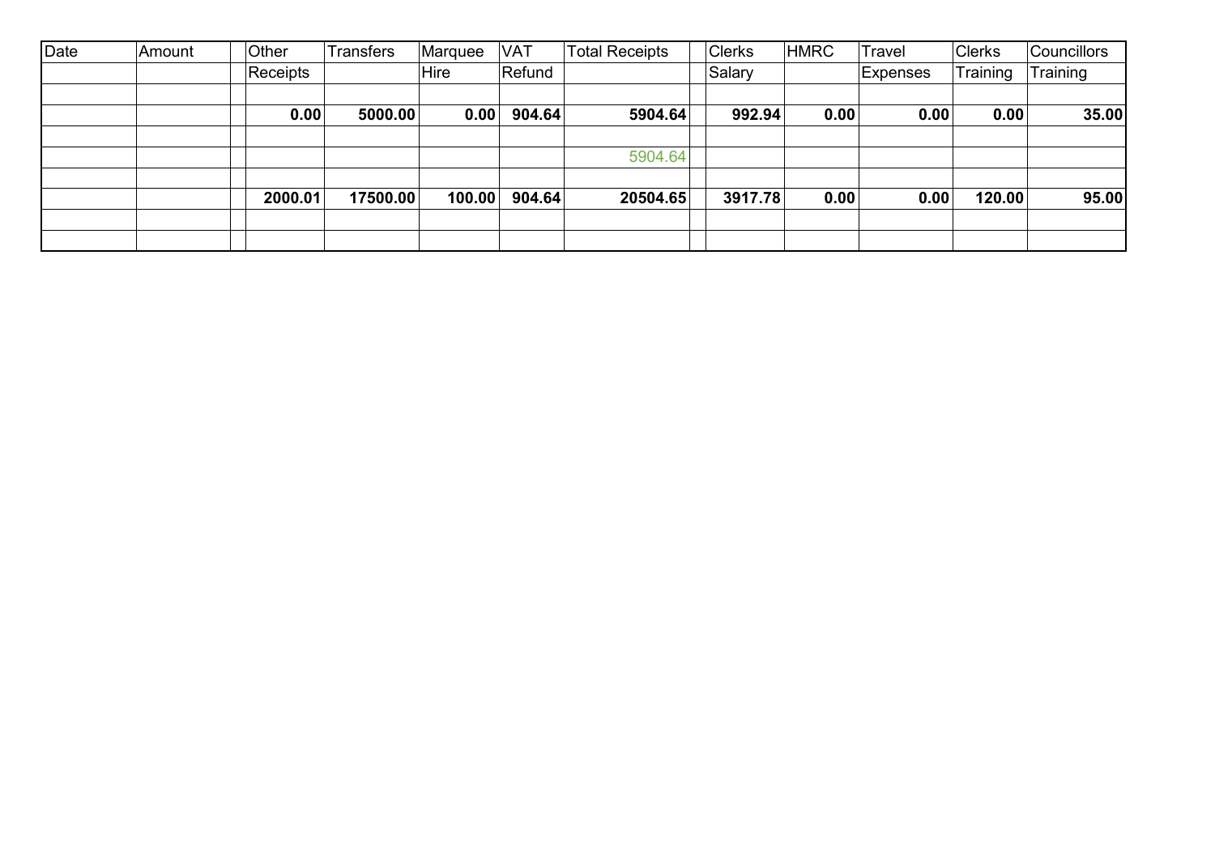| Date | Amount | | Other Receipts | Transfers | Marquee Hire | VAT Refund | Total Receipts | | Clerks Salary | HMRC | Travel Expenses | Clerks Training | Councillors Training |
|---|---|---|---|---|---|---|---|---|---|---|---|---|---|
| | | | | | | | | | | | | | |
| | | | **0.00** | **5000.00** | **0.00** | **904.64** | **5904.64** | | **992.94** | **0.00** | **0.00** | **0.00** | **35.00** |
| | | | | | | | | | | | | | |
| | | | | | | | 5904.64 | | | | | | |
| | | | | | | | | | | | | | |
| | | | **2000.01** | **17500.00** | **100.00** | **904.64** | **20504.65** | | **3917.78** | **0.00** | **0.00** | **120.00** | **95.00** |
| | | | | | | | | | | | | | |
| | | | | | | | | | | | | | |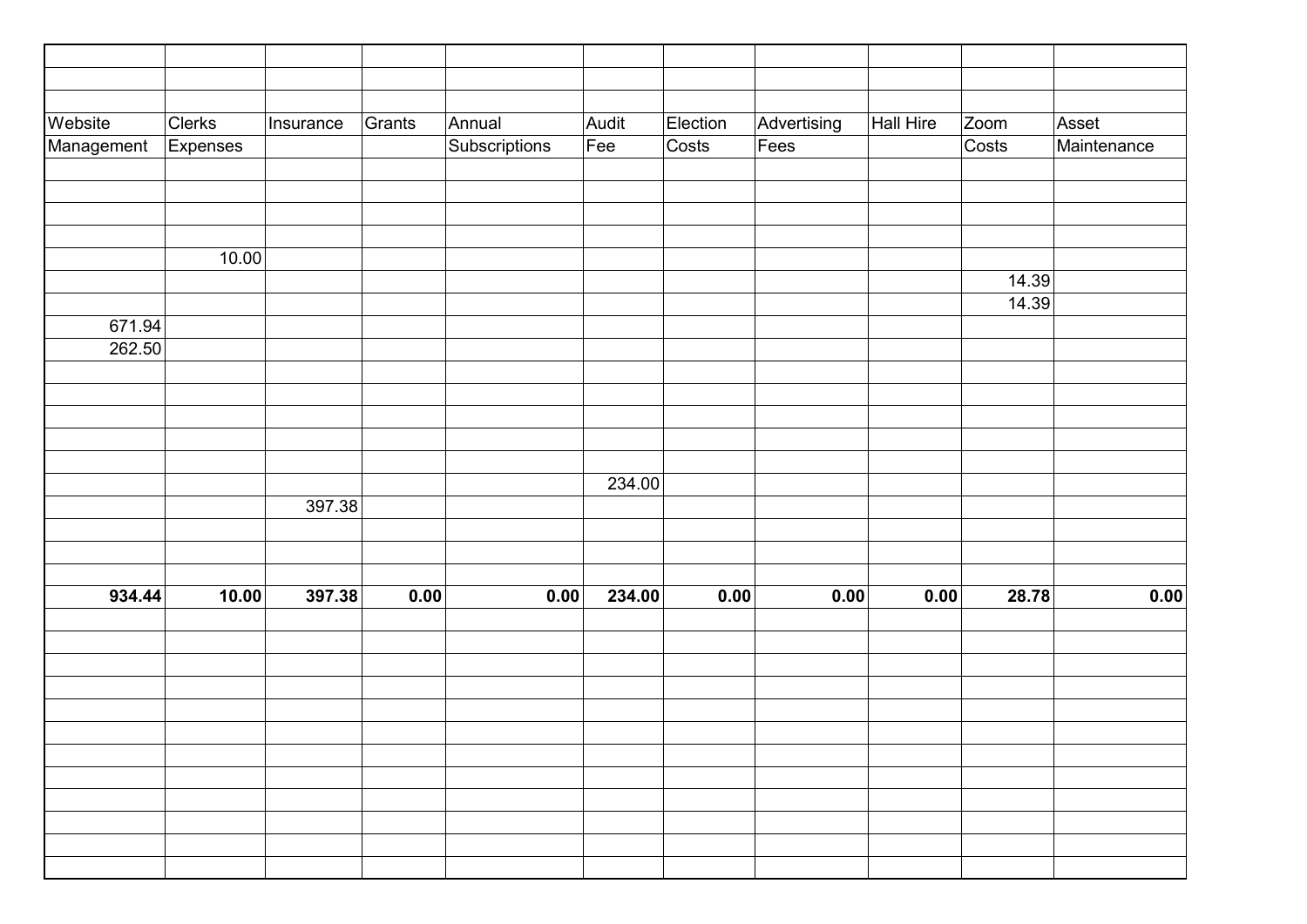| Website Management | Clerks Expenses | Insurance | Grants | Annual Subscriptions | Audit Fee | Election Costs | Advertising Fees | Hall Hire | Zoom Costs | Asset Maintenance |
|---|---|---|---|---|---|---|---|---|---|---|
| | 10.00 | | | | | | | | | |
| | | | | | | | | | 14.39 | |
| | | | | | | | | | 14.39 | |
| 671.94 | | | | | | | | | | |
| 262.50 | | | | | | | | | | |
| | | | | | 234.00 | | | | | |
| | | 397.38 | | | | | | | | |
| **934.44** | **10.00** | **397.38** | **0.00** | **0.00** | **234.00** | **0.00** | **0.00** | **0.00** | **28.78** | **0.00** |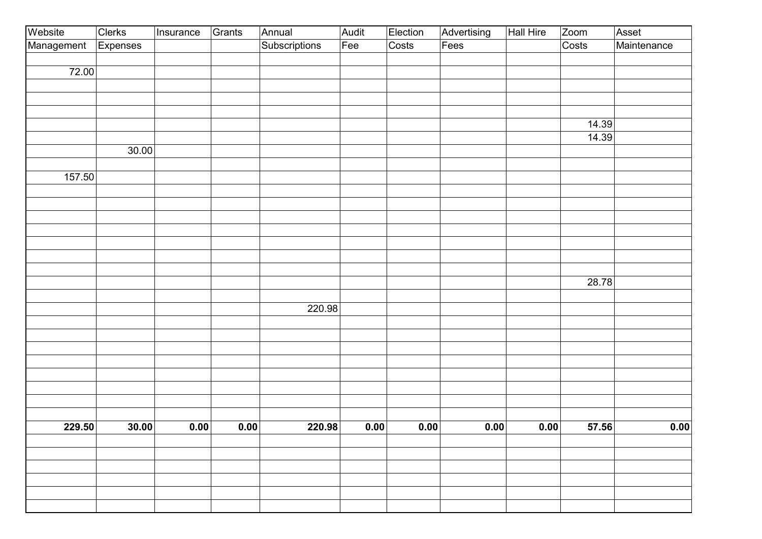| Website Management | Clerks Expenses | Insurance | Grants | Annual Subscriptions | Audit Fee | Election Costs | Advertising Fees | Hall Hire | Zoom Costs | Asset Maintenance |
|---|---|---|---|---|---|---|---|---|---|---|
| | | | | | | | | | | |
| 72.00 | | | | | | | | | | |
| | | | | | | | | | | |
| | | | | | | | | | | |
| | | | | | | | | | | |
| | | | | | | | | | 14.39 | |
| | | | | | | | | | 14.39 | |
| | 30.00 | | | | | | | | | |
| | | | | | | | | | | |
| 157.50 | | | | | | | | | | |
| | | | | | | | | | | |
| | | | | | | | | | | |
| | | | | | | | | | | |
| | | | | | | | | | | |
| | | | | | | | | | | |
| | | | | | | | | | | |
| | | | | | | | | | | |
| | | | | | | | | | 28.78 | |
| | | | | | | | | | | |
| | | | | 220.98 | | | | | | |
| | | | | | | | | | | |
| | | | | | | | | | | |
| | | | | | | | | | | |
| | | | | | | | | | | |
| | | | | | | | | | | |
| | | | | | | | | | | |
| | | | | | | | | | | |
| | | | | | | | | | | |
| **229.50** | **30.00** | **0.00** | **0.00** | **220.98** | **0.00** | **0.00** | **0.00** | **0.00** | **57.56** | **0.00** |
| | | | | | | | | | | |
| | | | | | | | | | | |
| | | | | | | | | | | |
| | | | | | | | | | | |
| | | | | | | | | | | |
| | | | | | | | | | | |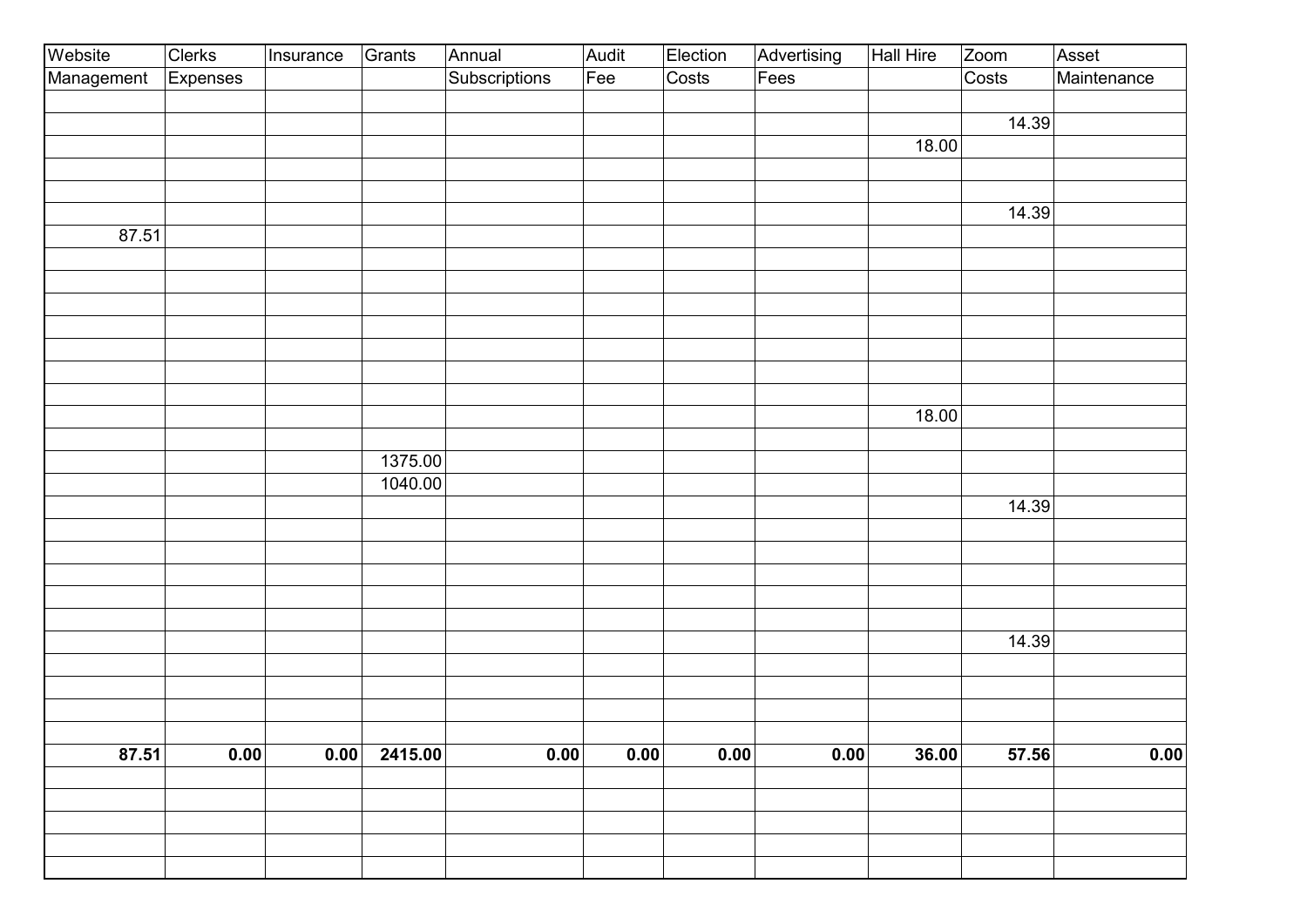| Website Management | Clerks Expenses | Insurance | Grants | Annual Subscriptions | Audit Fee | Election Costs | Advertising Fees | Hall Hire | Zoom Costs | Asset Maintenance |
|---|---|---|---|---|---|---|---|---|---|---|
| | | | | | | | | | | |
| | | | | | | | | | 14.39 | |
| | | | | | | | | 18.00 | | |
| | | | | | | | | | | |
| | | | | | | | | | | |
| | | | | | | | | | 14.39 | |
| 87.51 | | | | | | | | | | |
| | | | | | | | | | | |
| | | | | | | | | | | |
| | | | | | | | | | | |
| | | | | | | | | | | |
| | | | | | | | | | | |
| | | | | | | | | | | |
| | | | | | | | | | | |
| | | | | | | | | 18.00 | | |
| | | | | | | | | | | |
| | | | 1375.00 | | | | | | | |
| | | | 1040.00 | | | | | | | |
| | | | | | | | | | 14.39 | |
| | | | | | | | | | | |
| | | | | | | | | | | |
| | | | | | | | | | | |
| | | | | | | | | | | |
| | | | | | | | | | | |
| | | | | | | | | | 14.39 | |
| | | | | | | | | | | |
| | | | | | | | | | | |
| | | | | | | | | | | |
| | | | | | | | | | | |
| **87.51** | **0.00** | **0.00** | **2415.00** | **0.00** | **0.00** | **0.00** | **0.00** | **36.00** | **57.56** | **0.00** |
| | | | | | | | | | | |
| | | | | | | | | | | |
| | | | | | | | | | | |
| | | | | | | | | | | |
| | | | | | | | | | | |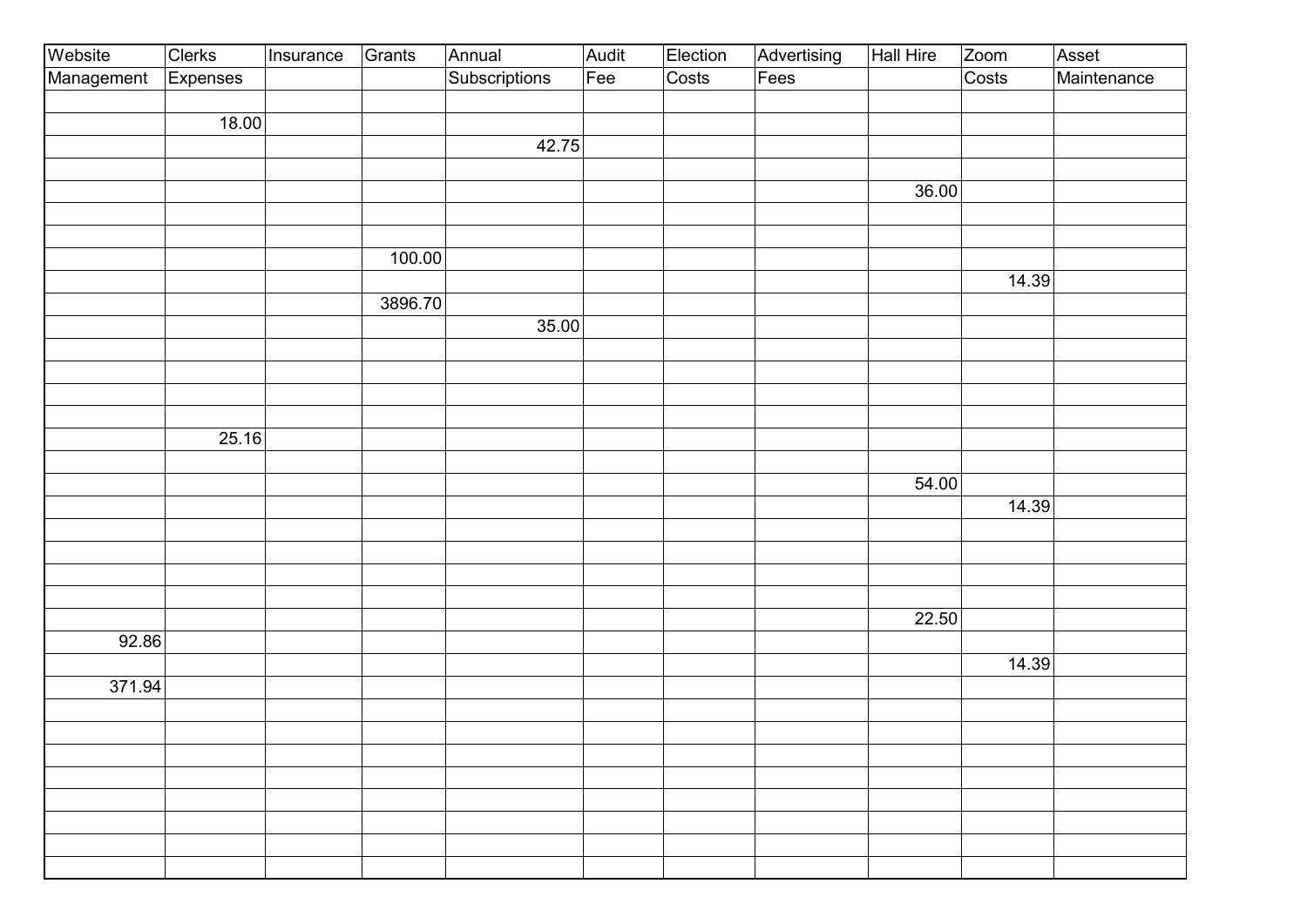| Website Management | Clerks Expenses | Insurance | Grants | Annual Subscriptions | Audit Fee | Election Costs | Advertising Fees | Hall Hire | Zoom Costs | Asset Maintenance |
|---|---|---|---|---|---|---|---|---|---|---|
| | | | | | | | | | | |
| | 18.00 | | | | | | | | | |
| | | | | 42.75 | | | | | | |
| | | | | | | | | | | |
| | | | | | | | | 36.00 | | |
| | | | | | | | | | | |
| | | | | | | | | | | |
| | | | 100.00 | | | | | | | |
| | | | | | | | | | 14.39 | |
| | | | 3896.70 | | | | | | | |
| | | | | 35.00 | | | | | | |
| | | | | | | | | | | |
| | | | | | | | | | | |
| | | | | | | | | | | |
| | | | | | | | | | | |
| | 25.16 | | | | | | | | | |
| | | | | | | | | | | |
| | | | | | | | | 54.00 | | |
| | | | | | | | | | 14.39 | |
| | | | | | | | | | | |
| | | | | | | | | | | |
| | | | | | | | | | | |
| | | | | | | | | | | |
| | | | | | | | | 22.50 | | |
| 92.86 | | | | | | | | | | |
| | | | | | | | | | 14.39 | |
| 371.94 | | | | | | | | | | |
| | | | | | | | | | | |
| | | | | | | | | | | |
| | | | | | | | | | | |
| | | | | | | | | | | |
| | | | | | | | | | | |
| | | | | | | | | | | |
| | | | | | | | | | | |
| | | | | | | | | | | |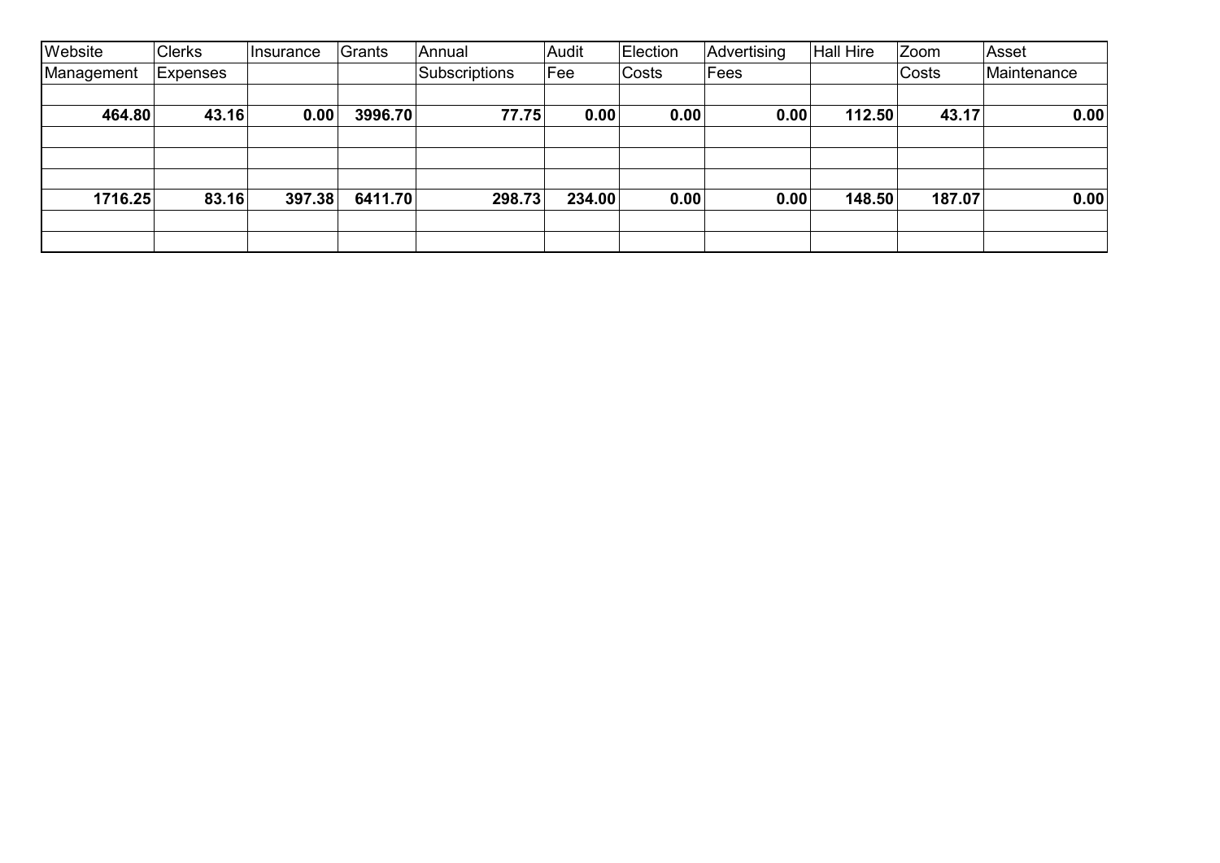| Website Management | Clerks Expenses | Insurance | Grants | Annual Subscriptions | Audit Fee | Election Costs | Advertising Fees | Hall Hire | Zoom Costs | Asset Maintenance |
|---|---|---|---|---|---|---|---|---|---|---|
| | | | | | | | | | | |
| **464.80** | **43.16** | **0.00** | **3996.70** | **77.75** | **0.00** | **0.00** | **0.00** | **112.50** | **43.17** | **0.00** |
| | | | | | | | | | | |
| | | | | | | | | | | |
| | | | | | | | | | | |
| **1716.25** | **83.16** | **397.38** | **6411.70** | **298.73** | **234.00** | **0.00** | **0.00** | **148.50** | **187.07** | **0.00** |
| | | | | | | | | | | |
| | | | | | | | | | | |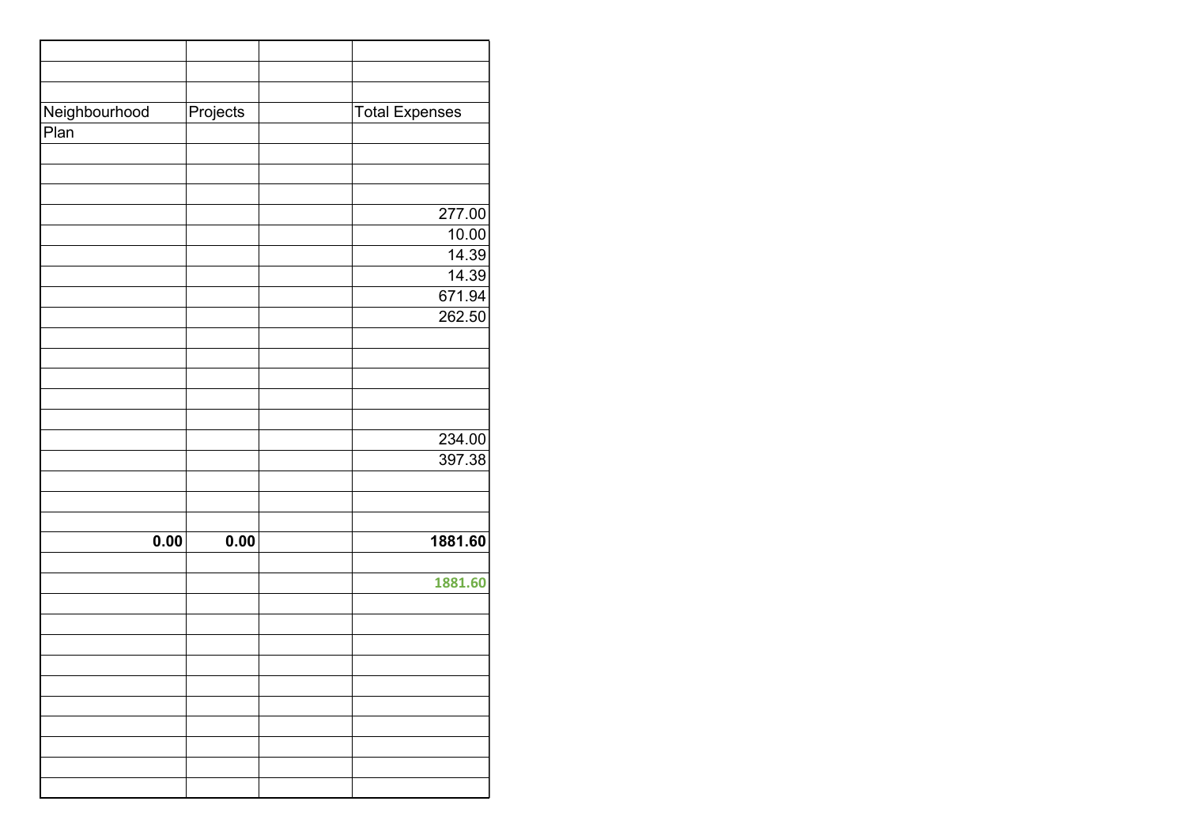| | | | |
|---|---|---|---|
| | | | |
| | | | |
| Neighbourhood | Projects | | Total Expenses |
| Plan | | | |
| | | | |
| | | | |
| | | | |
| | | | 277.00 |
| | | | 10.00 |
| | | | 14.39 |
| | | | 14.39 |
| | | | 671.94 |
| | | | 262.50 |
| | | | |
| | | | |
| | | | |
| | | | |
| | | | |
| | | | 234.00 |
| | | | 397.38 |
| | | | |
| | | | |
| | | | |
| **0.00** | **0.00** | | **1881.60** |
| | | | |
| | | | **1881.60** |
| | | | |
| | | | |
| | | | |
| | | | |
| | | | |
| | | | |
| | | | |
| | | | |
| | | | |
| | | | |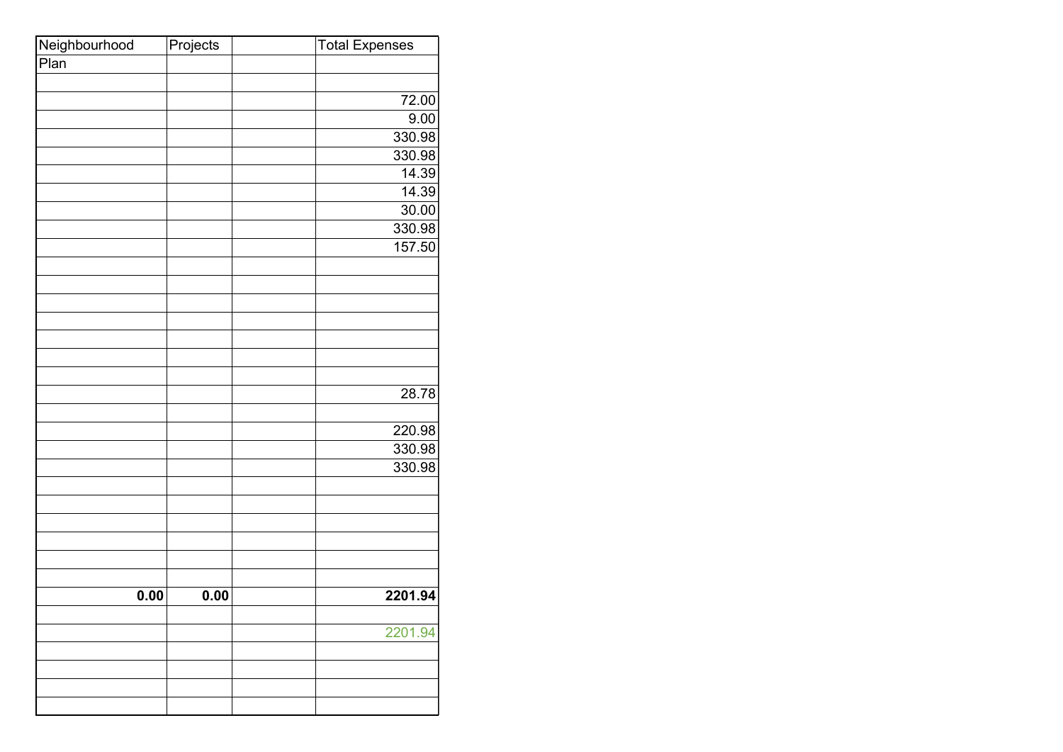| Neighbourhood | Projects | | Total Expenses |
|---|---|---|---|
| Plan | | | |
| | | | |
| | | | 72.00 |
| | | | 9.00 |
| | | | 330.98 |
| | | | 330.98 |
| | | | 14.39 |
| | | | 14.39 |
| | | | 30.00 |
| | | | 330.98 |
| | | | 157.50 |
| | | | |
| | | | |
| | | | |
| | | | |
| | | | |
| | | | |
| | | | |
| | | | 28.78 |
| | | | |
| | | | 220.98 |
| | | | 330.98 |
| | | | 330.98 |
| | | | |
| | | | |
| | | | |
| | | | |
| | | | |
| | | | |
| **0.00** | **0.00** | | **2201.94** |
| | | | |
| | | | 2201.94 |
| | | | |
| | | | |
| | | | |
| | | | |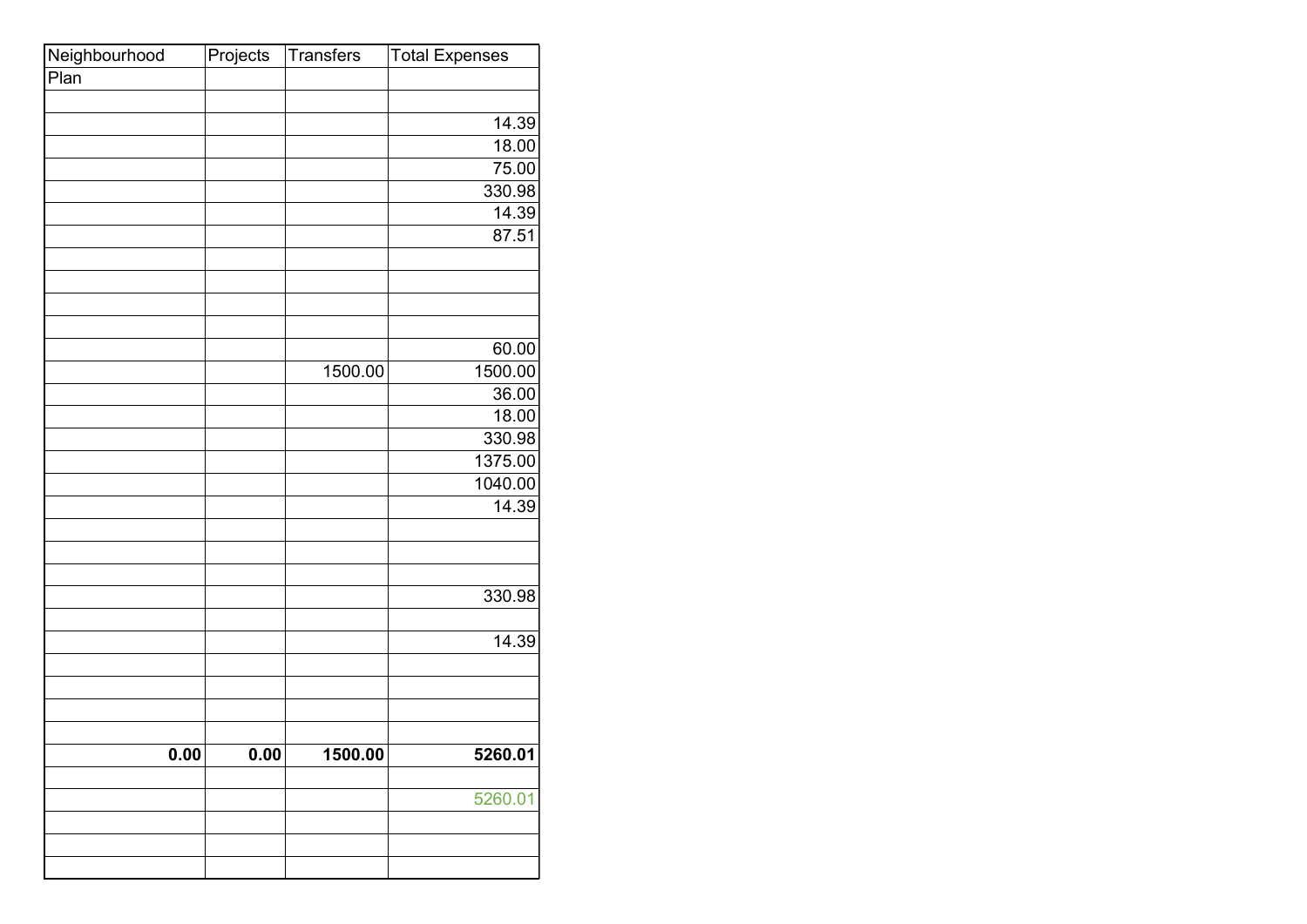| Neighbourhood Plan | Projects | Transfers | Total Expenses |
|---|---|---|---|
| | | | |
| | | | 14.39 |
| | | | 18.00 |
| | | | 75.00 |
| | | | 330.98 |
| | | | 14.39 |
| | | | 87.51 |
| | | | |
| | | | |
| | | | |
| | | | |
| | | | 60.00 |
| | | 1500.00 | 1500.00 |
| | | | 36.00 |
| | | | 18.00 |
| | | | 330.98 |
| | | | 1375.00 |
| | | | 1040.00 |
| | | | 14.39 |
| | | | |
| | | | |
| | | | |
| | | | 330.98 |
| | | | |
| | | | 14.39 |
| | | | |
| | | | |
| | | | |
| | | | |
| **0.00** | **0.00** | **1500.00** | **5260.01** |
| | | | |
| | | | 5260.01 |
| | | | |
| | | | |
| | | | |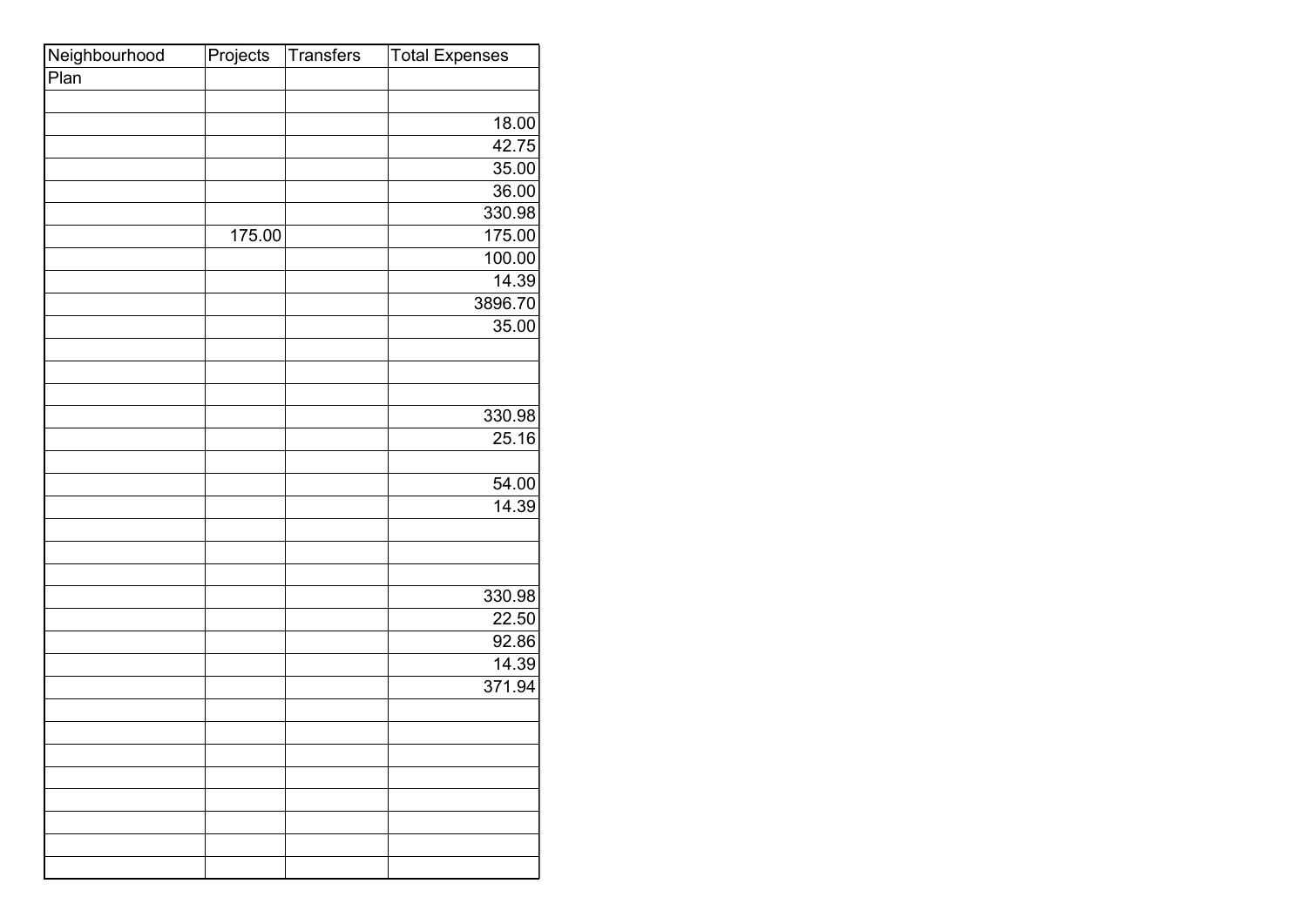| Neighbourhood Plan | Projects | Transfers | Total Expenses |
|---|---|---|---|
| | | | |
| | | | 18.00 |
| | | | 42.75 |
| | | | 35.00 |
| | | | 36.00 |
| | | | 330.98 |
| | 175.00 | | 175.00 |
| | | | 100.00 |
| | | | 14.39 |
| | | | 3896.70 |
| | | | 35.00 |
| | | | |
| | | | |
| | | | |
| | | | 330.98 |
| | | | 25.16 |
| | | | |
| | | | 54.00 |
| | | | 14.39 |
| | | | |
| | | | |
| | | | |
| | | | 330.98 |
| | | | 22.50 |
| | | | 92.86 |
| | | | 14.39 |
| | | | 371.94 |
| | | | |
| | | | |
| | | | |
| | | | |
| | | | |
| | | | |
| | | | |
| | | | |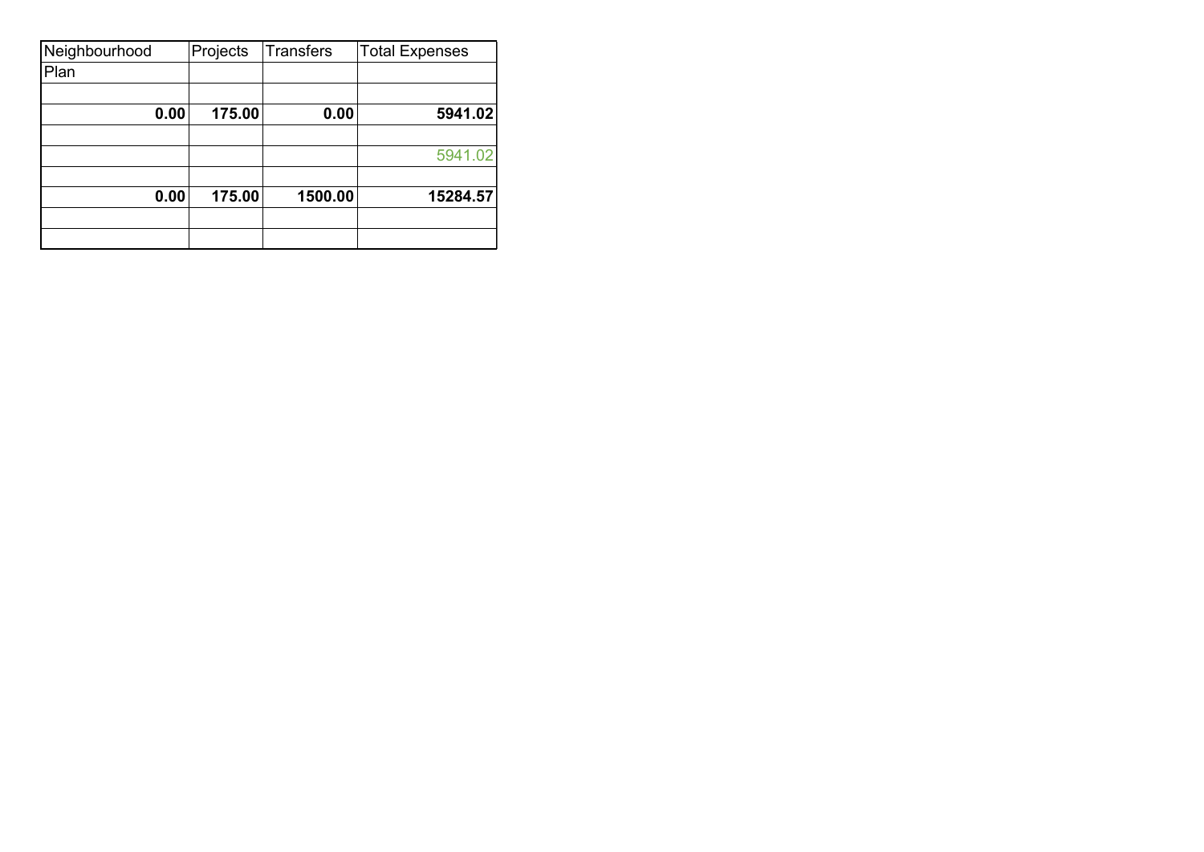| Neighbourhood Plan | Projects | Transfers | Total Expenses |
|---|---|---|---|
| | | | |
| **0.00** | **175.00** | **0.00** | **5941.02** |
| | | | |
| | | | 5941.02 |
| | | | |
| **0.00** | **175.00** | **1500.00** | **15284.57** |
| | | | |
| | | | |